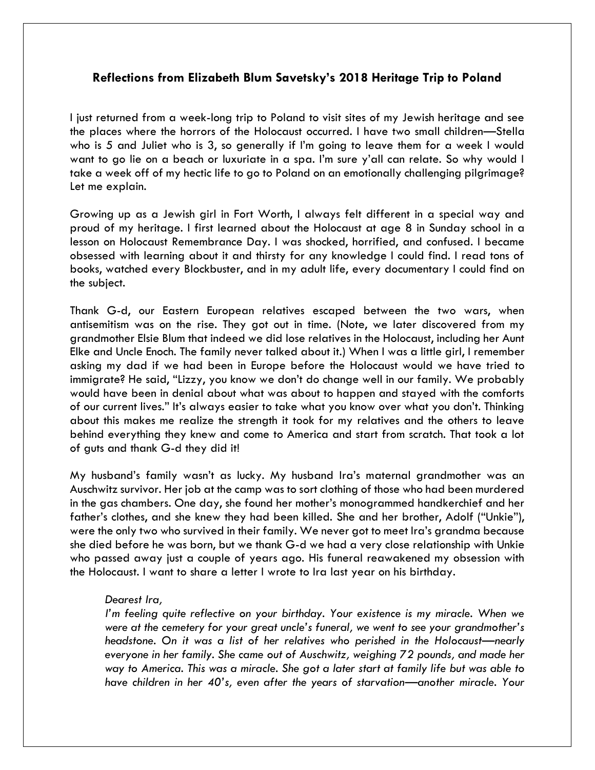**Reflections from Elizabeth Blum Savetsky's 2018 Heritage Trip to Poland**

I just returned from a week-long trip to Poland to visit sites of my Jewish heritage and see the places where the horrors of the Holocaust occurred. I have two small children—Stella who is 5 and Juliet who is 3, so generally if I'm going to leave them for a week I would want to go lie on a beach or luxuriate in a spa. I'm sure y'all can relate. So why would I take a week off of my hectic life to go to Poland on an emotionally challenging pilgrimage? Let me explain.

Growing up as a Jewish girl in Fort Worth, I always felt different in a special way and proud of my heritage. I first learned about the Holocaust at age 8 in Sunday school in a lesson on Holocaust Remembrance Day. I was shocked, horrified, and confused. I became obsessed with learning about it and thirsty for any knowledge I could find. I read tons of books, watched every Blockbuster, and in my adult life, every documentary I could find on the subject.

Thank G-d, our Eastern European relatives escaped between the two wars, when antisemitism was on the rise. They got out in time. (Note, we later discovered from my grandmother Elsie Blum that indeed we did lose relatives in the Holocaust, including her Aunt Elke and Uncle Enoch. The family never talked about it.) When I was a little girl, I remember asking my dad if we had been in Europe before the Holocaust would we have tried to immigrate? He said, "Lizzy, you know we don't do change well in our family. We probably would have been in denial about what was about to happen and stayed with the comforts of our current lives." It's always easier to take what you know over what you don't. Thinking about this makes me realize the strength it took for my relatives and the others to leave behind everything they knew and come to America and start from scratch. That took a lot of guts and thank G-d they did it!

My husband's family wasn't as lucky. My husband Ira's maternal grandmother was an Auschwitz survivor. Her job at the camp was to sort clothing of those who had been murdered in the gas chambers. One day, she found her mother's monogrammed handkerchief and her father's clothes, and she knew they had been killed. She and her brother, Adolf ("Unkie"), were the only two who survived in their family. We never got to meet Ira's grandma because she died before he was born, but we thank G-d we had a very close relationship with Unkie who passed away just a couple of years ago. His funeral reawakened my obsession with the Holocaust. I want to share a letter I wrote to Ira last year on his birthday.

> *Dearest Ira,*
> *I'm feeling quite reflective on your birthday. Your existence is my miracle. When we were at the cemetery for your great uncle's funeral, we went to see your grandmother's headstone. On it was a list of her relatives who perished in the Holocaust—nearly everyone in her family. She came out of Auschwitz, weighing 72 pounds, and made her way to America. This was a miracle. She got a later start at family life but was able to have children in her 40's, even after the years of starvation—another miracle. Your*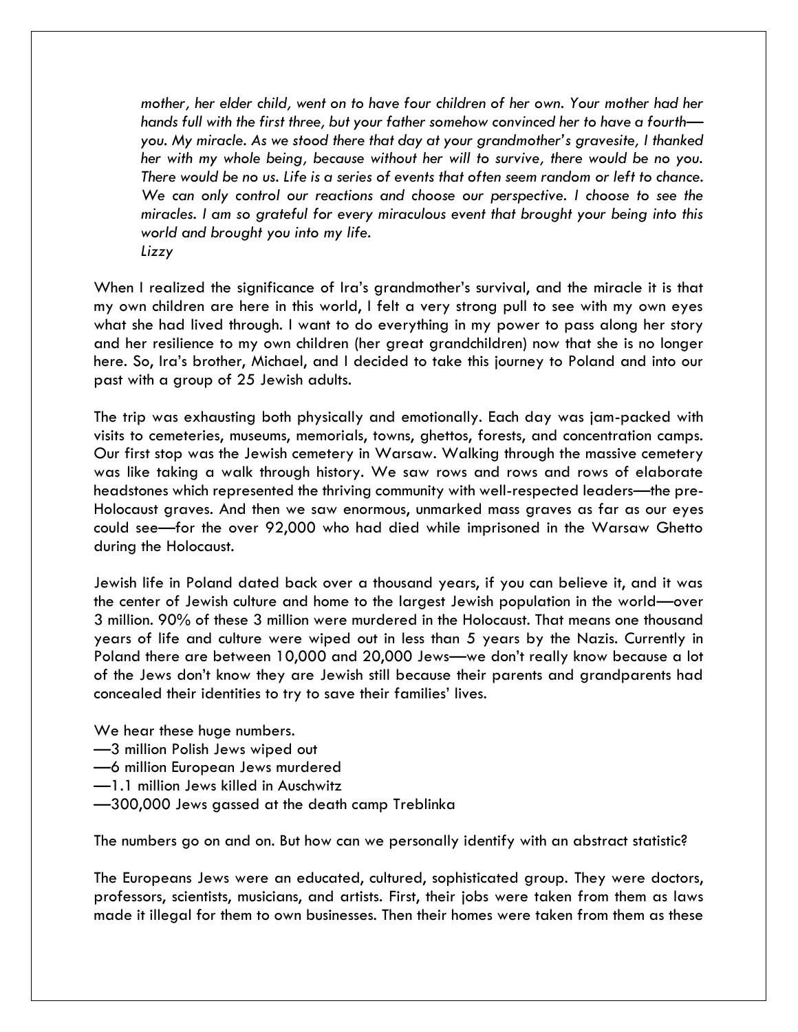*mother, her elder child, went on to have four children of her own. Your mother had her hands full with the first three, but your father somehow convinced her to have a fourth—you. My miracle. As we stood there that day at your grandmother's gravesite, I thanked her with my whole being, because without her will to survive, there would be no you. There would be no us. Life is a series of events that often seem random or left to chance. We can only control our reactions and choose our perspective. I choose to see the miracles. I am so grateful for every miraculous event that brought your being into this world and brought you into my life.*
*Lizzy*

When I realized the significance of Ira's grandmother's survival, and the miracle it is that my own children are here in this world, I felt a very strong pull to see with my own eyes what she had lived through. I want to do everything in my power to pass along her story and her resilience to my own children (her great grandchildren) now that she is no longer here. So, Ira's brother, Michael, and I decided to take this journey to Poland and into our past with a group of 25 Jewish adults.

The trip was exhausting both physically and emotionally. Each day was jam-packed with visits to cemeteries, museums, memorials, towns, ghettos, forests, and concentration camps. Our first stop was the Jewish cemetery in Warsaw. Walking through the massive cemetery was like taking a walk through history. We saw rows and rows and rows of elaborate headstones which represented the thriving community with well-respected leaders—the pre-Holocaust graves. And then we saw enormous, unmarked mass graves as far as our eyes could see—for the over 92,000 who had died while imprisoned in the Warsaw Ghetto during the Holocaust.

Jewish life in Poland dated back over a thousand years, if you can believe it, and it was the center of Jewish culture and home to the largest Jewish population in the world—over 3 million. 90% of these 3 million were murdered in the Holocaust. That means one thousand years of life and culture were wiped out in less than 5 years by the Nazis. Currently in Poland there are between 10,000 and 20,000 Jews—we don't really know because a lot of the Jews don't know they are Jewish still because their parents and grandparents had concealed their identities to try to save their families' lives.

We hear these huge numbers.
—3 million Polish Jews wiped out
—6 million European Jews murdered
—1.1 million Jews killed in Auschwitz
—300,000 Jews gassed at the death camp Treblinka

The numbers go on and on. But how can we personally identify with an abstract statistic?

The Europeans Jews were an educated, cultured, sophisticated group. They were doctors, professors, scientists, musicians, and artists. First, their jobs were taken from them as laws made it illegal for them to own businesses. Then their homes were taken from them as these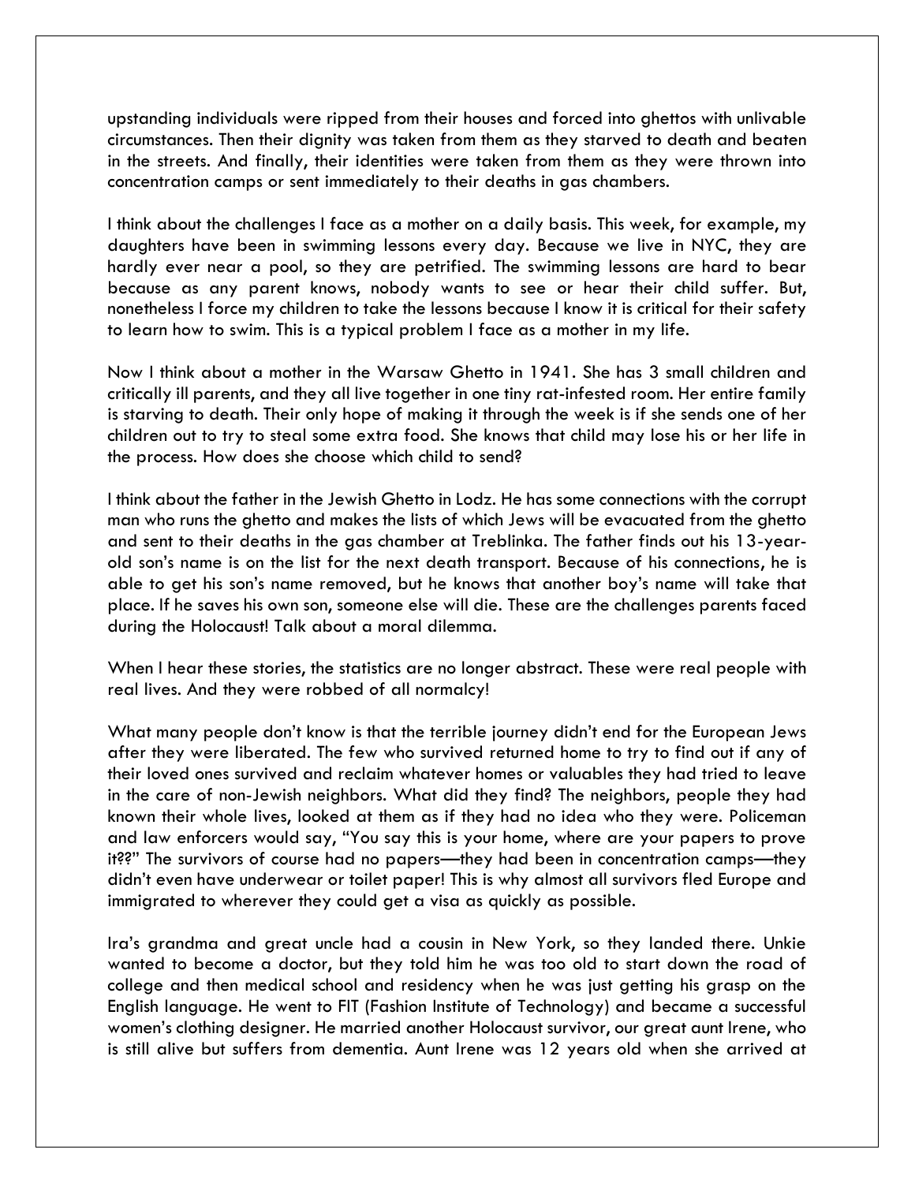upstanding individuals were ripped from their houses and forced into ghettos with unlivable circumstances. Then their dignity was taken from them as they starved to death and beaten in the streets. And finally, their identities were taken from them as they were thrown into concentration camps or sent immediately to their deaths in gas chambers.

I think about the challenges I face as a mother on a daily basis. This week, for example, my daughters have been in swimming lessons every day. Because we live in NYC, they are hardly ever near a pool, so they are petrified. The swimming lessons are hard to bear because as any parent knows, nobody wants to see or hear their child suffer. But, nonetheless I force my children to take the lessons because I know it is critical for their safety to learn how to swim. This is a typical problem I face as a mother in my life.

Now I think about a mother in the Warsaw Ghetto in 1941. She has 3 small children and critically ill parents, and they all live together in one tiny rat-infested room. Her entire family is starving to death. Their only hope of making it through the week is if she sends one of her children out to try to steal some extra food. She knows that child may lose his or her life in the process. How does she choose which child to send?

I think about the father in the Jewish Ghetto in Lodz. He has some connections with the corrupt man who runs the ghetto and makes the lists of which Jews will be evacuated from the ghetto and sent to their deaths in the gas chamber at Treblinka. The father finds out his 13-year-old son's name is on the list for the next death transport. Because of his connections, he is able to get his son's name removed, but he knows that another boy's name will take that place. If he saves his own son, someone else will die. These are the challenges parents faced during the Holocaust! Talk about a moral dilemma.

When I hear these stories, the statistics are no longer abstract. These were real people with real lives. And they were robbed of all normalcy!

What many people don't know is that the terrible journey didn't end for the European Jews after they were liberated. The few who survived returned home to try to find out if any of their loved ones survived and reclaim whatever homes or valuables they had tried to leave in the care of non-Jewish neighbors. What did they find? The neighbors, people they had known their whole lives, looked at them as if they had no idea who they were. Policeman and law enforcers would say, "You say this is your home, where are your papers to prove it??" The survivors of course had no papers—they had been in concentration camps—they didn't even have underwear or toilet paper! This is why almost all survivors fled Europe and immigrated to wherever they could get a visa as quickly as possible.

Ira's grandma and great uncle had a cousin in New York, so they landed there. Unkie wanted to become a doctor, but they told him he was too old to start down the road of college and then medical school and residency when he was just getting his grasp on the English language. He went to FIT (Fashion Institute of Technology) and became a successful women's clothing designer. He married another Holocaust survivor, our great aunt Irene, who is still alive but suffers from dementia. Aunt Irene was 12 years old when she arrived at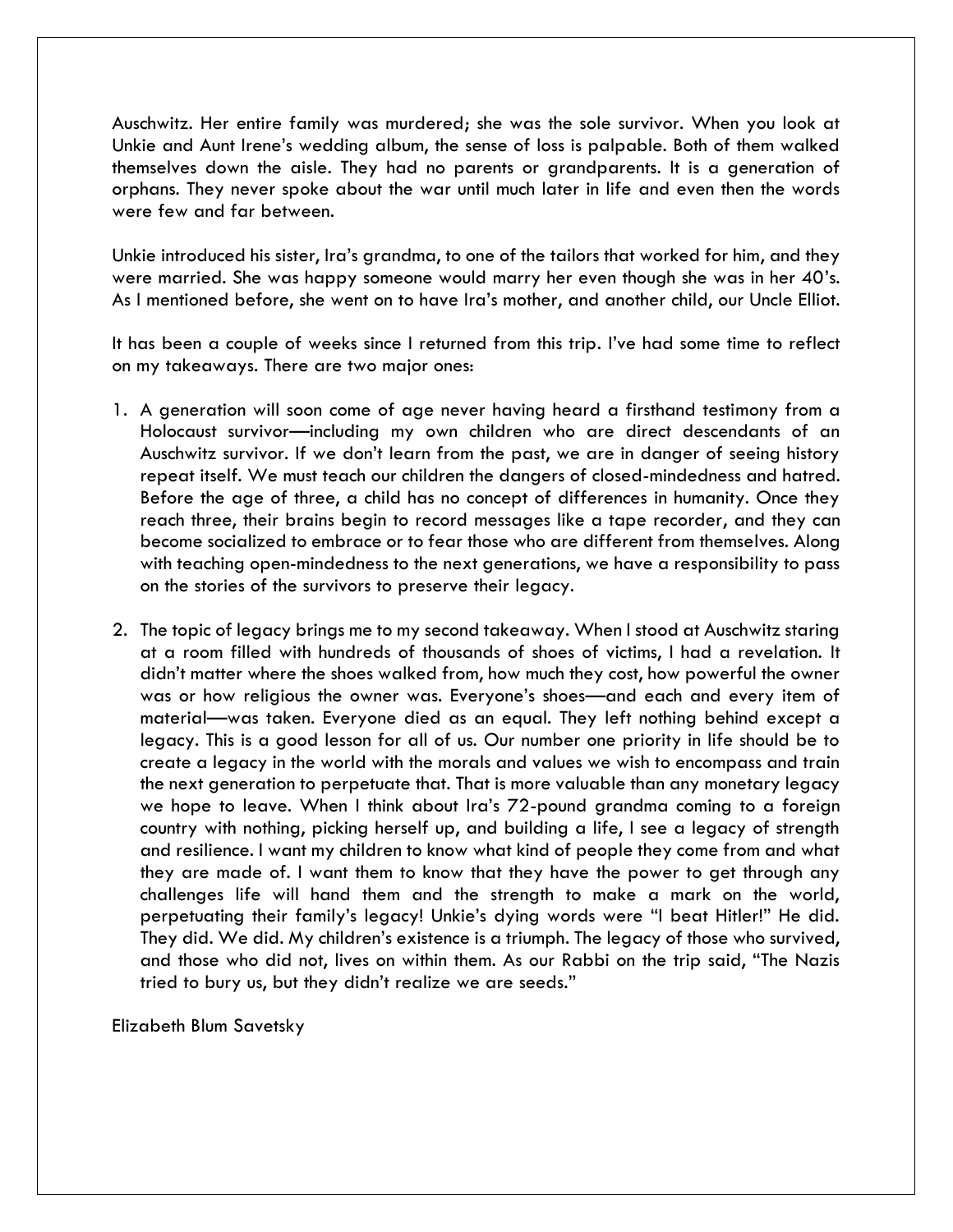Auschwitz. Her entire family was murdered; she was the sole survivor. When you look at Unkie and Aunt Irene's wedding album, the sense of loss is palpable. Both of them walked themselves down the aisle. They had no parents or grandparents. It is a generation of orphans. They never spoke about the war until much later in life and even then the words were few and far between.

Unkie introduced his sister, Ira's grandma, to one of the tailors that worked for him, and they were married. She was happy someone would marry her even though she was in her 40's. As I mentioned before, she went on to have Ira's mother, and another child, our Uncle Elliot.

It has been a couple of weeks since I returned from this trip. I've had some time to reflect on my takeaways. There are two major ones:

1. A generation will soon come of age never having heard a firsthand testimony from a Holocaust survivor—including my own children who are direct descendants of an Auschwitz survivor. If we don't learn from the past, we are in danger of seeing history repeat itself. We must teach our children the dangers of closed-mindedness and hatred. Before the age of three, a child has no concept of differences in humanity. Once they reach three, their brains begin to record messages like a tape recorder, and they can become socialized to embrace or to fear those who are different from themselves. Along with teaching open-mindedness to the next generations, we have a responsibility to pass on the stories of the survivors to preserve their legacy.

2. The topic of legacy brings me to my second takeaway. When I stood at Auschwitz staring at a room filled with hundreds of thousands of shoes of victims, I had a revelation. It didn't matter where the shoes walked from, how much they cost, how powerful the owner was or how religious the owner was. Everyone's shoes—and each and every item of material—was taken. Everyone died as an equal. They left nothing behind except a legacy. This is a good lesson for all of us. Our number one priority in life should be to create a legacy in the world with the morals and values we wish to encompass and train the next generation to perpetuate that. That is more valuable than any monetary legacy we hope to leave. When I think about Ira's 72-pound grandma coming to a foreign country with nothing, picking herself up, and building a life, I see a legacy of strength and resilience. I want my children to know what kind of people they come from and what they are made of. I want them to know that they have the power to get through any challenges life will hand them and the strength to make a mark on the world, perpetuating their family's legacy! Unkie's dying words were "I beat Hitler!" He did. They did. We did. My children's existence is a triumph. The legacy of those who survived, and those who did not, lives on within them. As our Rabbi on the trip said, "The Nazis tried to bury us, but they didn't realize we are seeds."

Elizabeth Blum Savetsky